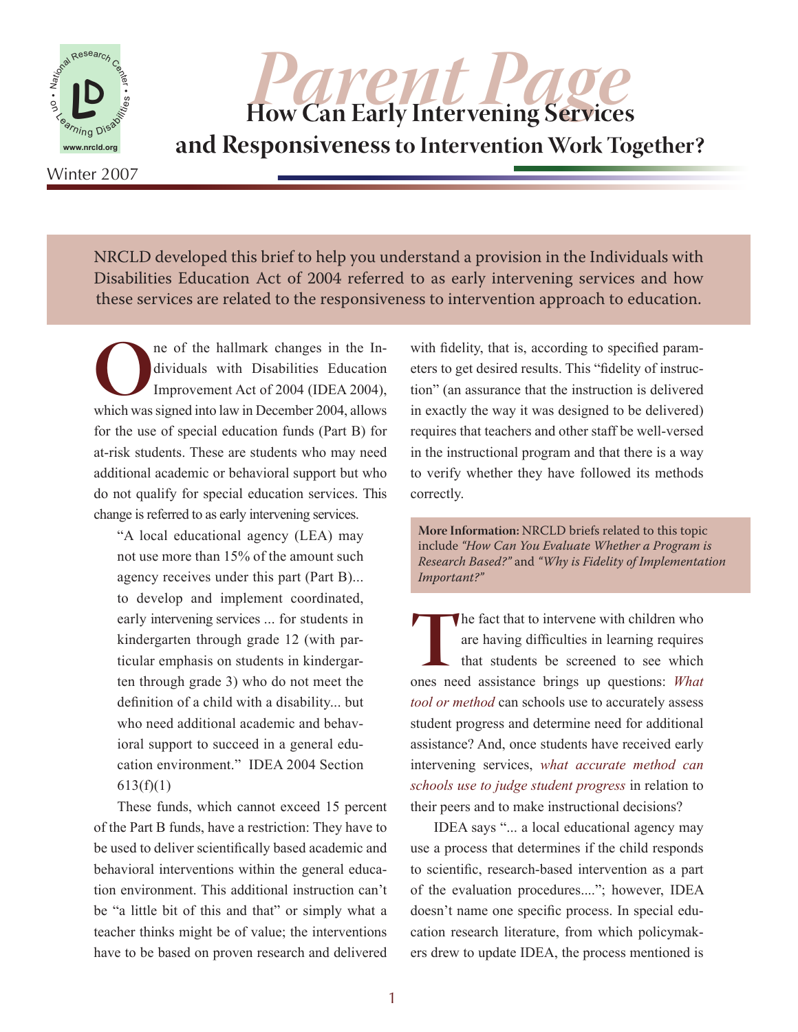# Parent Page

# How Can Early Intervening Services and Responsiveness to Intervention Work Together?

Winter 2007

NRCLD developed this brief to help you understand a provision in the Individuals with Disabilities Education Act of 2004 referred to as early intervening services and how these services are related to the responsiveness to intervention approach to education.

One of the hallmark changes in the Individuals with Disabilities Education Improvement Act of 2004 (IDEA 2004), which was signed into law in December 2004, allows for the use of special education funds (Part B) for at-risk students. These are students who may need additional academic or behavioral support but who do not qualify for special education services. This change is referred to as early intervening services.

> "A local educational agency (LEA) may not use more than 15% of the amount such agency receives under this part (Part B)... to develop and implement coordinated, early intervening services ... for students in kindergarten through grade 12 (with particular emphasis on students in kindergarten through grade 3) who do not meet the definition of a child with a disability... but who need additional academic and behavioral support to succeed in a general education environment." IDEA 2004 Section 613(f)(1)

These funds, which cannot exceed 15 percent of the Part B funds, have a restriction: They have to be used to deliver scientifically based academic and behavioral interventions within the general education environment. This additional instruction can't be "a little bit of this and that" or simply what a teacher thinks might be of value; the interventions have to be based on proven research and delivered with fidelity, that is, according to specified parameters to get desired results. This "fidelity of instruction" (an assurance that the instruction is delivered in exactly the way it was designed to be delivered) requires that teachers and other staff be well-versed in the instructional program and that there is a way to verify whether they have followed its methods correctly.

**More Information:** NRCLD briefs related to this topic include *"How Can You Evaluate Whether a Program is Research Based?"* and *"Why is Fidelity of Implementation Important?"*

The fact that to intervene with children who are having difficulties in learning requires that students be screened to see which ones need assistance brings up questions: *What tool or method* can schools use to accurately assess student progress and determine need for additional assistance? And, once students have received early intervening services, *what accurate method can schools use to judge student progress* in relation to their peers and to make instructional decisions?

IDEA says "... a local educational agency may use a process that determines if the child responds to scientific, research-based intervention as a part of the evaluation procedures...."; however, IDEA doesn't name one specific process. In special education research literature, from which policymakers drew to update IDEA, the process mentioned is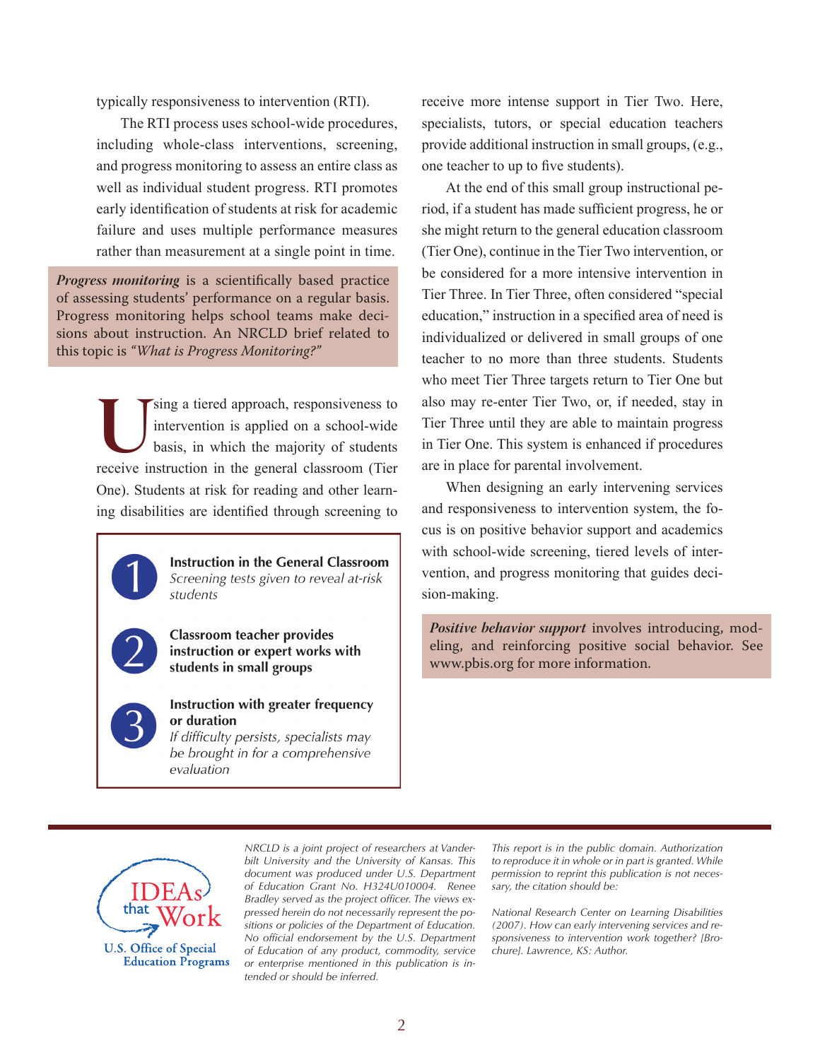typically responsiveness to intervention (RTI).

The RTI process uses school-wide procedures, including whole-class interventions, screening, and progress monitoring to assess an entire class as well as individual student progress. RTI promotes early identification of students at risk for academic failure and uses multiple performance measures rather than measurement at a single point in time.

> ***Progress monitoring*** is a scientifically based practice of assessing students' performance on a regular basis. Progress monitoring helps school teams make decisions about instruction. An NRCLD brief related to this topic is *"What is Progress Monitoring?"*

Using a tiered approach, responsiveness to intervention is applied on a school-wide basis, in which the majority of students receive instruction in the general classroom (Tier One). Students at risk for reading and other learning disabilities are identified through screening to receive more intense support in Tier Two. Here, specialists, tutors, or special education teachers provide additional instruction in small groups, (e.g., one teacher to up to five students).

At the end of this small group instructional period, if a student has made sufficient progress, he or she might return to the general education classroom (Tier One), continue in the Tier Two intervention, or be considered for a more intensive intervention in Tier Three. In Tier Three, often considered "special education," instruction in a specified area of need is individualized or delivered in small groups of one teacher to no more than three students. Students who meet Tier Three targets return to Tier One but also may re-enter Tier Two, or, if needed, stay in Tier Three until they are able to maintain progress in Tier One. This system is enhanced if procedures are in place for parental involvement.

When designing an early intervening services and responsiveness to intervention system, the focus is on positive behavior support and academics with school-wide screening, tiered levels of intervention, and progress monitoring that guides decision-making.

> ***Positive behavior support*** involves introducing, modeling, and reinforcing positive social behavior. See www.pbis.org for more information.

1. **Instruction in the General Classroom**
   *Screening tests given to reveal at-risk students*
2. **Classroom teacher provides instruction or expert works with students in small groups**
3. **Instruction with greater frequency or duration**
   *If difficulty persists, specialists may be brought in for a comprehensive evaluation*

---

IDEAs that Work
U.S. Office of Special Education Programs

*NRCLD is a joint project of researchers at Vanderbilt University and the University of Kansas. This document was produced under U.S. Department of Education Grant No. H324U010004. Renee Bradley served as the project officer. The views expressed herein do not necessarily represent the positions or policies of the Department of Education. No official endorsement by the U.S. Department of Education of any product, commodity, service or enterprise mentioned in this publication is intended or should be inferred.*

*This report is in the public domain. Authorization to reproduce it in whole or in part is granted. While permission to reprint this publication is not necessary, the citation should be:*

*National Research Center on Learning Disabilities (2007). How can early intervening services and responsiveness to intervention work together? [Brochure]. Lawrence, KS: Author.*